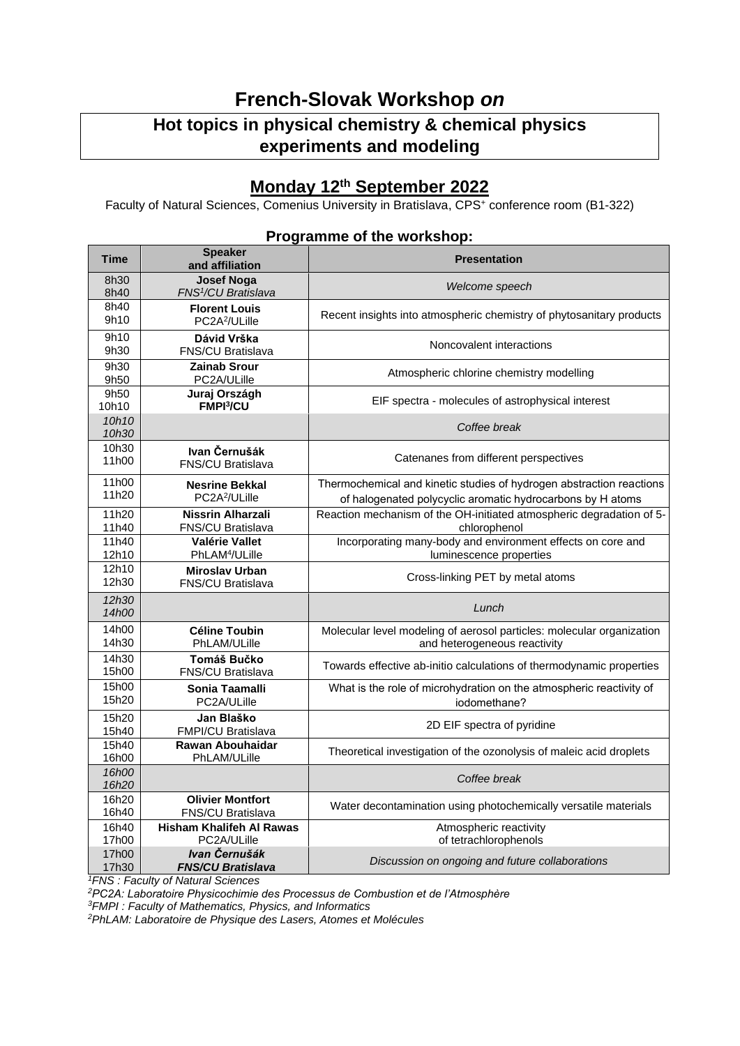# French-Slovak Workshop *on*

## Hot topics in physical chemistry & chemical physics experiments and modeling

## Monday 12th September 2022

Faculty of Natural Sciences, Comenius University in Bratislava, CPS+ conference room (B1-322)

### Programme of the workshop:

| Time | Speaker and affiliation | Presentation |
|---|---|---|
| 8h30 8h40 | **Josef Noga** *FNS[1]/CU Bratislava* | *Welcome speech* |
| 8h40 9h10 | **Florent Louis** PC2A[2]/ULille | Recent insights into atmospheric chemistry of phytosanitary products |
| 9h10 9h30 | **Dávid Vrška** FNS/CU Bratislava | Noncovalent interactions |
| 9h30 9h50 | **Zainab Srour** PC2A/ULille | Atmospheric chlorine chemistry modelling |
| 9h50 10h10 | **Juraj Országh** **FMPI[3]/CU** | EIF spectra - molecules of astrophysical interest |
| *10h10 10h30* | | *Coffee break* |
| 10h30 11h00 | **Ivan Černušák** FNS/CU Bratislava | Catenanes from different perspectives |
| 11h00 11h20 | **Nesrine Bekkal** PC2A[2]/ULille | Thermochemical and kinetic studies of hydrogen abstraction reactions of halogenated polycyclic aromatic hydrocarbons by H atoms |
| 11h20 11h40 | **Nissrin Alharzali** FNS/CU Bratislava | Reaction mechanism of the OH-initiated atmospheric degradation of 5-chlorophenol |
| 11h40 12h10 | **Valérie Vallet** PhLAM[4]/ULille | Incorporating many-body and environment effects on core and luminescence properties |
| 12h10 12h30 | **Miroslav Urban** FNS/CU Bratislava | Cross-linking PET by metal atoms |
| *12h30 14h00* | | *Lunch* |
| 14h00 14h30 | **Céline Toubin** PhLAM/ULille | Molecular level modeling of aerosol particles: molecular organization and heterogeneous reactivity |
| 14h30 15h00 | **Tomáš Bučko** FNS/CU Bratislava | Towards effective ab-initio calculations of thermodynamic properties |
| 15h00 15h20 | **Sonia Taamalli** PC2A/ULille | What is the role of microhydration on the atmospheric reactivity of iodomethane? |
| 15h20 15h40 | **Jan Blaško** FMPI/CU Bratislava | 2D EIF spectra of pyridine |
| 15h40 16h00 | **Rawan Abouhaidar** PhLAM/ULille | Theoretical investigation of the ozonolysis of maleic acid droplets |
| *16h00 16h20* | | *Coffee break* |
| 16h20 16h40 | **Olivier Montfort** FNS/CU Bratislava | Water decontamination using photochemically versatile materials |
| 16h40 17h00 | **Hisham Khalifeh Al Rawas** PC2A/ULille | Atmospheric reactivity of tetrachlorophenols |
| 17h00 17h30 | ***Ivan Černušák*** ***FNS/CU Bratislava*** | *Discussion on ongoing and future collaborations* |

*[1]FNS : Faculty of Natural Sciences*
*[2]PC2A: Laboratoire Physicochimie des Processus de Combustion et de l'Atmosphère*
*[3]FMPI : Faculty of Mathematics, Physics, and Informatics*
*[2]PhLAM: Laboratoire de Physique des Lasers, Atomes et Molécules*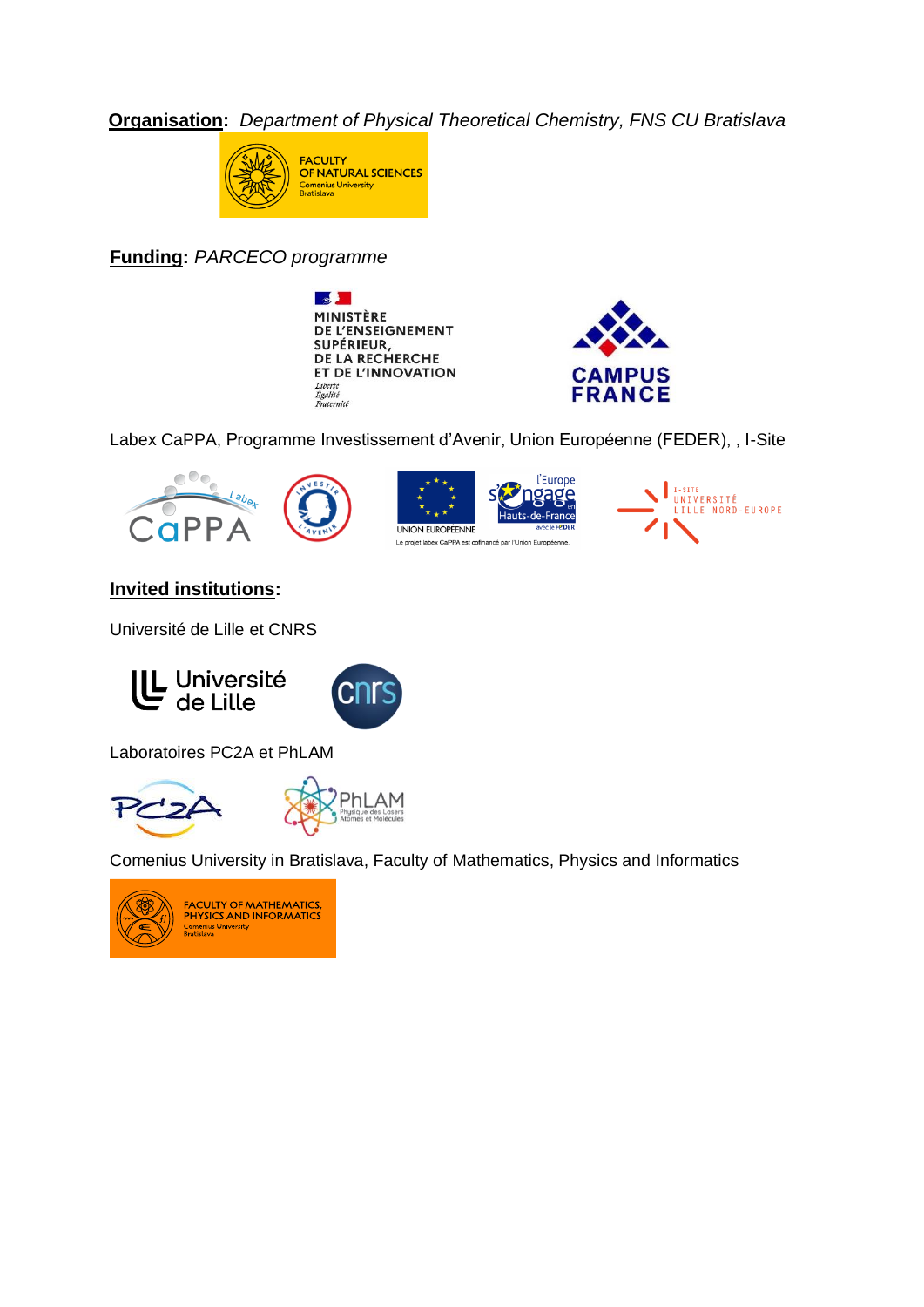**Organisation:** *Department of Physical Theoretical Chemistry, FNS CU Bratislava*

FACULTY OF NATURAL SCIENCES
Comenius University
Bratislava

**Funding:** *PARCECO programme*

MINISTÈRE DE L'ENSEIGNEMENT SUPÉRIEUR, DE LA RECHERCHE ET DE L'INNOVATION
Liberté
Égalité
Fraternité

CAMPUS FRANCE

Labex CaPPA, Programme Investissement d'Avenir, Union Européenne (FEDER), , I-Site

Labex CaPPA

INVESTIR L'AVENIR

UNION EUROPÉENNE

L'Europe s'engage en Hauts-de-France avec le FEDER

Le projet labex CaPPA est cofinancé par l'Union Européenne.

I-SITE UNIVERSITÉ LILLE NORD-EUROPE

**Invited institutions:**

Université de Lille et CNRS

Université de Lille

cnrs

Laboratoires PC2A et PhLAM

PC2A

PhLAM
Physique des Lasers Atomes et Molécules

Comenius University in Bratislava, Faculty of Mathematics, Physics and Informatics

FACULTY OF MATHEMATICS, PHYSICS AND INFORMATICS
Comenius University
Bratislava